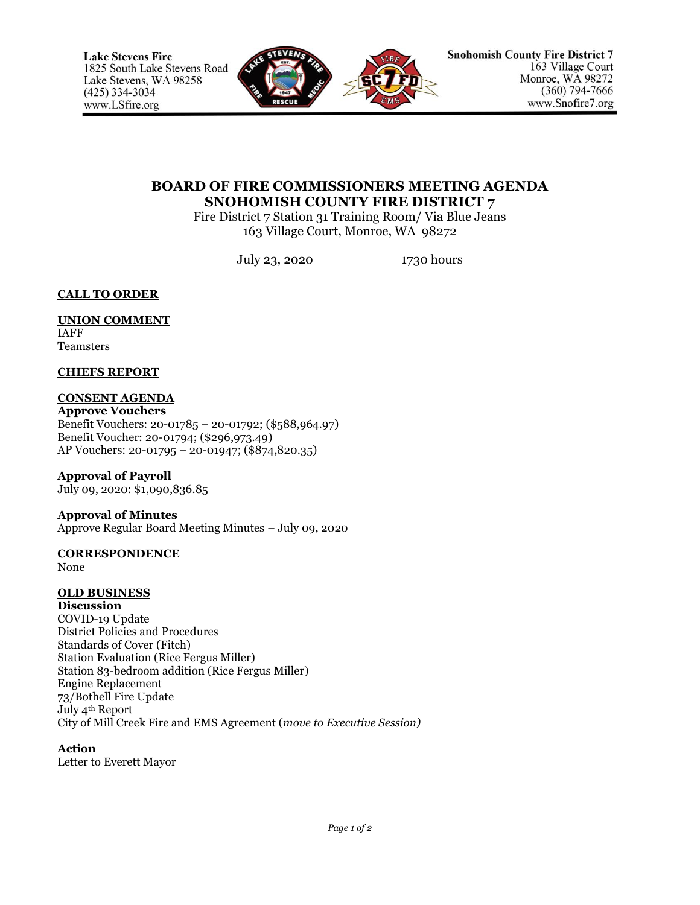Lake Stevens Fire
1825 South Lake Stevens Road
Lake Stevens, WA 98258
(425) 334-3034
www.LSfire.org

Snohomish County Fire District 7
163 Village Court
Monroe, WA 98272
(360) 794-7666
www.Snofire7.org

# BOARD OF FIRE COMMISSIONERS MEETING AGENDA
# SNOHOMISH COUNTY FIRE DISTRICT 7

Fire District 7 Station 31 Training Room/ Via Blue Jeans
163 Village Court, Monroe, WA 98272

July 23, 2020 1730 hours

## CALL TO ORDER

## UNION COMMENT

IAFF
Teamsters

## CHIEFS REPORT

## CONSENT AGENDA

**Approve Vouchers**
Benefit Vouchers: 20-01785 – 20-01792; ($588,964.97)
Benefit Voucher: 20-01794; ($296,973.49)
AP Vouchers: 20-01795 – 20-01947; ($874,820.35)

**Approval of Payroll**
July 09, 2020: $1,090,836.85

**Approval of Minutes**
Approve Regular Board Meeting Minutes – July 09, 2020

## CORRESPONDENCE

None

## OLD BUSINESS

**Discussion**
COVID-19 Update
District Policies and Procedures
Standards of Cover (Fitch)
Station Evaluation (Rice Fergus Miller)
Station 83-bedroom addition (Rice Fergus Miller)
Engine Replacement
73/Bothell Fire Update
July 4th Report
City of Mill Creek Fire and EMS Agreement (*move to Executive Session)*

## Action

Letter to Everett Mayor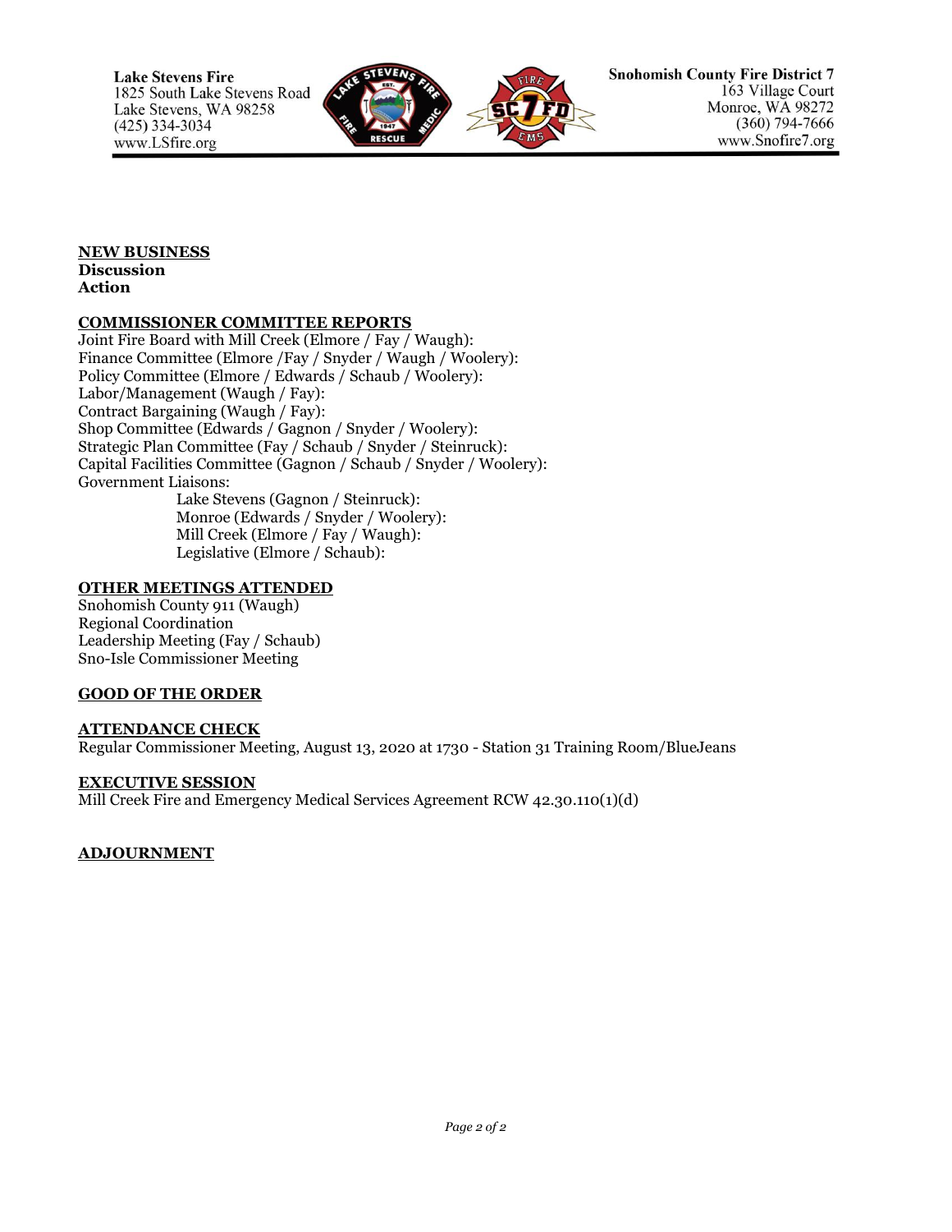**NEW BUSINESS**
**Discussion**
**Action**

**COMMISSIONER COMMITTEE REPORTS**
Joint Fire Board with Mill Creek (Elmore / Fay / Waugh):
Finance Committee (Elmore /Fay / Snyder / Waugh / Woolery):
Policy Committee (Elmore / Edwards / Schaub / Woolery):
Labor/Management (Waugh / Fay):
Contract Bargaining (Waugh / Fay):
Shop Committee (Edwards / Gagnon / Snyder / Woolery):
Strategic Plan Committee (Fay / Schaub / Snyder / Steinruck):
Capital Facilities Committee (Gagnon / Schaub / Snyder / Woolery):
Government Liaisons:

- Lake Stevens (Gagnon / Steinruck):
- Monroe (Edwards / Snyder / Woolery):
- Mill Creek (Elmore / Fay / Waugh):
- Legislative (Elmore / Schaub):

**OTHER MEETINGS ATTENDED**
Snohomish County 911 (Waugh)
Regional Coordination
Leadership Meeting (Fay / Schaub)
Sno-Isle Commissioner Meeting

**GOOD OF THE ORDER**

**ATTENDANCE CHECK**
Regular Commissioner Meeting, August 13, 2020 at 1730 - Station 31 Training Room/BlueJeans

**EXECUTIVE SESSION**
Mill Creek Fire and Emergency Medical Services Agreement RCW 42.30.110(1)(d)

**ADJOURNMENT**